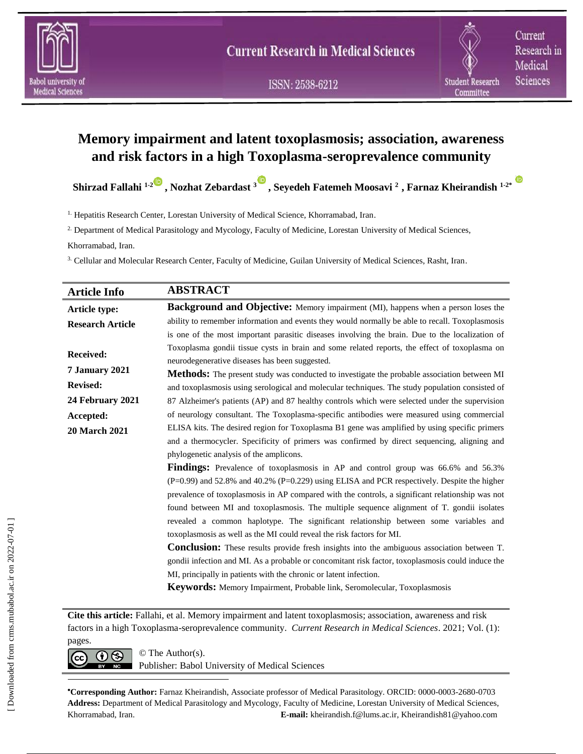# Memory impairment and latent toxoplasmosis; association, awareness and risk factors in a high Toxoplasma-seroprevalence community

**Shirzad Fallahi [1-2], Nozhat Zebardast [3], Seyedeh Fatemeh Moosavi [2], Farnaz Kheirandish [1-2*]**

[1] Hepatitis Research Center, Lorestan University of Medical Science, Khorramabad, Iran.

[2] Department of Medical Parasitology and Mycology, Faculty of Medicine, Lorestan University of Medical Sciences, Khorramabad, Iran.

[3] Cellular and Molecular Research Center, Faculty of Medicine, Guilan University of Medical Sciences, Rasht, Iran.

## Article Info

**Article type:** Research Article

**Received:** 7 January 2021

**Revised:** 24 February 2021

**Accepted:** 20 March 2021

## ABSTRACT

**Background and Objective:** Memory impairment (MI), happens when a person loses the ability to remember information and events they would normally be able to recall. Toxoplasmosis is one of the most important parasitic diseases involving the brain. Due to the localization of Toxoplasma gondii tissue cysts in brain and some related reports, the effect of toxoplasma on neurodegenerative diseases has been suggested.

**Methods:** The present study was conducted to investigate the probable association between MI and toxoplasmosis using serological and molecular techniques. The study population consisted of 87 Alzheimer's patients (AP) and 87 healthy controls which were selected under the supervision of neurology consultant. The Toxoplasma-specific antibodies were measured using commercial ELISA kits. The desired region for Toxoplasma B1 gene was amplified by using specific primers and a thermocycler. Specificity of primers was confirmed by direct sequencing, aligning and phylogenetic analysis of the amplicons.

**Findings:** Prevalence of toxoplasmosis in AP and control group was 66.6% and 56.3% (P=0.99) and 52.8% and 40.2% (P=0.229) using ELISA and PCR respectively. Despite the higher prevalence of toxoplasmosis in AP compared with the controls, a significant relationship was not found between MI and toxoplasmosis. The multiple sequence alignment of T. gondii isolates revealed a common haplotype. The significant relationship between some variables and toxoplasmosis as well as the MI could reveal the risk factors for MI.

**Conclusion:** These results provide fresh insights into the ambiguous association between T. gondii infection and MI. As a probable or concomitant risk factor, toxoplasmosis could induce the MI, principally in patients with the chronic or latent infection.

**Keywords:** Memory Impairment, Probable link, Seromolecular, Toxoplasmosis

**Cite this article:** Fallahi, et al. Memory impairment and latent toxoplasmosis; association, awareness and risk factors in a high Toxoplasma-seroprevalence community. *Current Research in Medical Sciences*. 2021; Vol. (1): pages.

© The Author(s).
Publisher: Babol University of Medical Sciences

*Corresponding Author:** Farnaz Kheirandish, Associate professor of Medical Parasitology. ORCID: 0000-0003-2680-0703
**Address:** Department of Medical Parasitology and Mycology, Faculty of Medicine, Lorestan University of Medical Sciences, Khorramabad, Iran. **E-mail:** kheirandish.f@lums.ac.ir, Kheirandish81@yahoo.com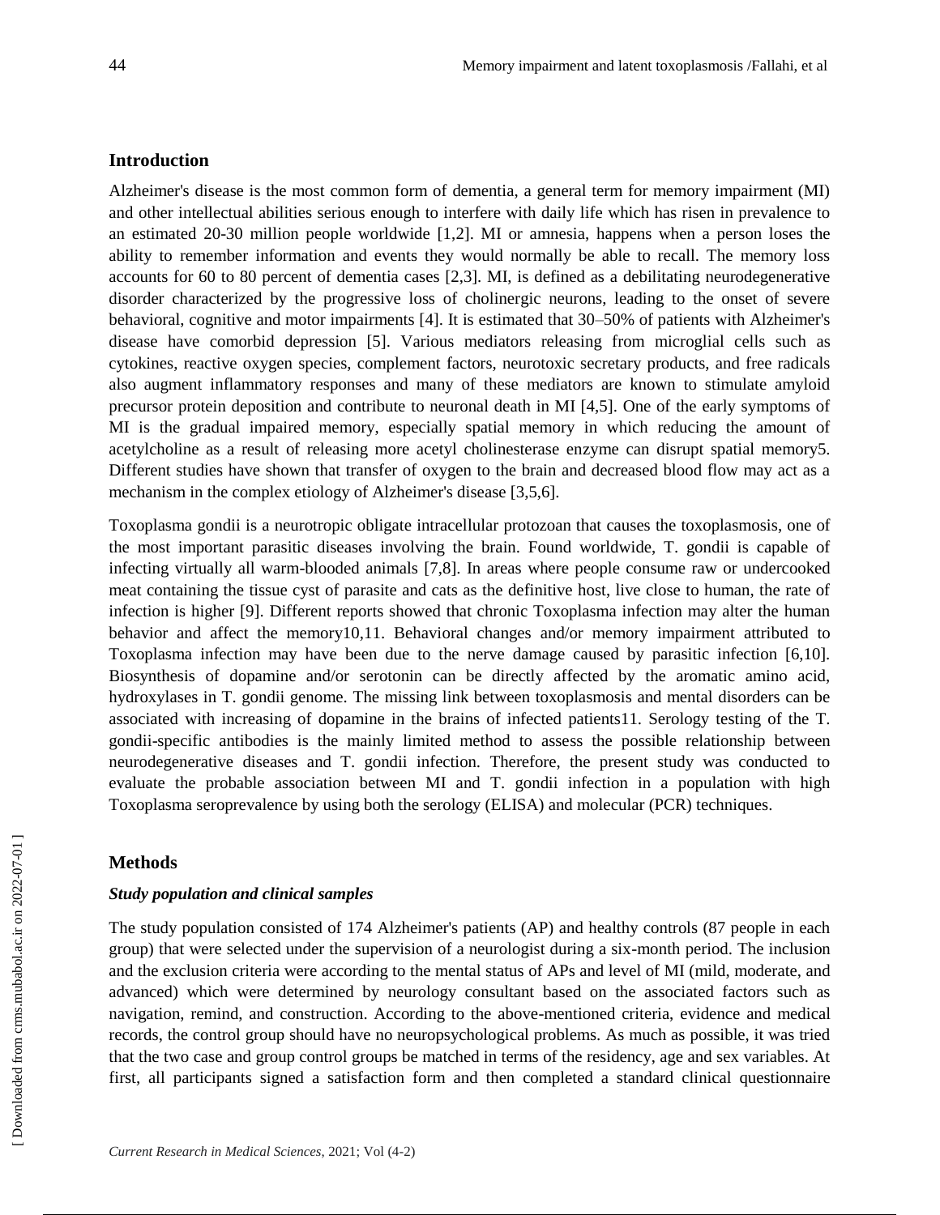## Introduction

Alzheimer's disease is the most common form of dementia, a general term for memory impairment (MI) and other intellectual abilities serious enough to interfere with daily life which has risen in prevalence to an estimated 20-30 million people worldwide [1,2]. MI or amnesia, happens when a person loses the ability to remember information and events they would normally be able to recall. The memory loss accounts for 60 to 80 percent of dementia cases [2,3]. MI, is defined as a debilitating neurodegenerative disorder characterized by the progressive loss of cholinergic neurons, leading to the onset of severe behavioral, cognitive and motor impairments [4]. It is estimated that 30–50% of patients with Alzheimer's disease have comorbid depression [5]. Various mediators releasing from microglial cells such as cytokines, reactive oxygen species, complement factors, neurotoxic secretary products, and free radicals also augment inflammatory responses and many of these mediators are known to stimulate amyloid precursor protein deposition and contribute to neuronal death in MI [4,5]. One of the early symptoms of MI is the gradual impaired memory, especially spatial memory in which reducing the amount of acetylcholine as a result of releasing more acetyl cholinesterase enzyme can disrupt spatial memory5. Different studies have shown that transfer of oxygen to the brain and decreased blood flow may act as a mechanism in the complex etiology of Alzheimer's disease [3,5,6].

Toxoplasma gondii is a neurotropic obligate intracellular protozoan that causes the toxoplasmosis, one of the most important parasitic diseases involving the brain. Found worldwide, T. gondii is capable of infecting virtually all warm-blooded animals [7,8]. In areas where people consume raw or undercooked meat containing the tissue cyst of parasite and cats as the definitive host, live close to human, the rate of infection is higher [9]. Different reports showed that chronic Toxoplasma infection may alter the human behavior and affect the memory10,11. Behavioral changes and/or memory impairment attributed to Toxoplasma infection may have been due to the nerve damage caused by parasitic infection [6,10]. Biosynthesis of dopamine and/or serotonin can be directly affected by the aromatic amino acid, hydroxylases in T. gondii genome. The missing link between toxoplasmosis and mental disorders can be associated with increasing of dopamine in the brains of infected patients11. Serology testing of the T. gondii-specific antibodies is the mainly limited method to assess the possible relationship between neurodegenerative diseases and T. gondii infection. Therefore, the present study was conducted to evaluate the probable association between MI and T. gondii infection in a population with high Toxoplasma seroprevalence by using both the serology (ELISA) and molecular (PCR) techniques.

## Methods

### *Study population and clinical samples*

The study population consisted of 174 Alzheimer's patients (AP) and healthy controls (87 people in each group) that were selected under the supervision of a neurologist during a six-month period. The inclusion and the exclusion criteria were according to the mental status of APs and level of MI (mild, moderate, and advanced) which were determined by neurology consultant based on the associated factors such as navigation, remind, and construction. According to the above-mentioned criteria, evidence and medical records, the control group should have no neuropsychological problems. As much as possible, it was tried that the two case and group control groups be matched in terms of the residency, age and sex variables. At first, all participants signed a satisfaction form and then completed a standard clinical questionnaire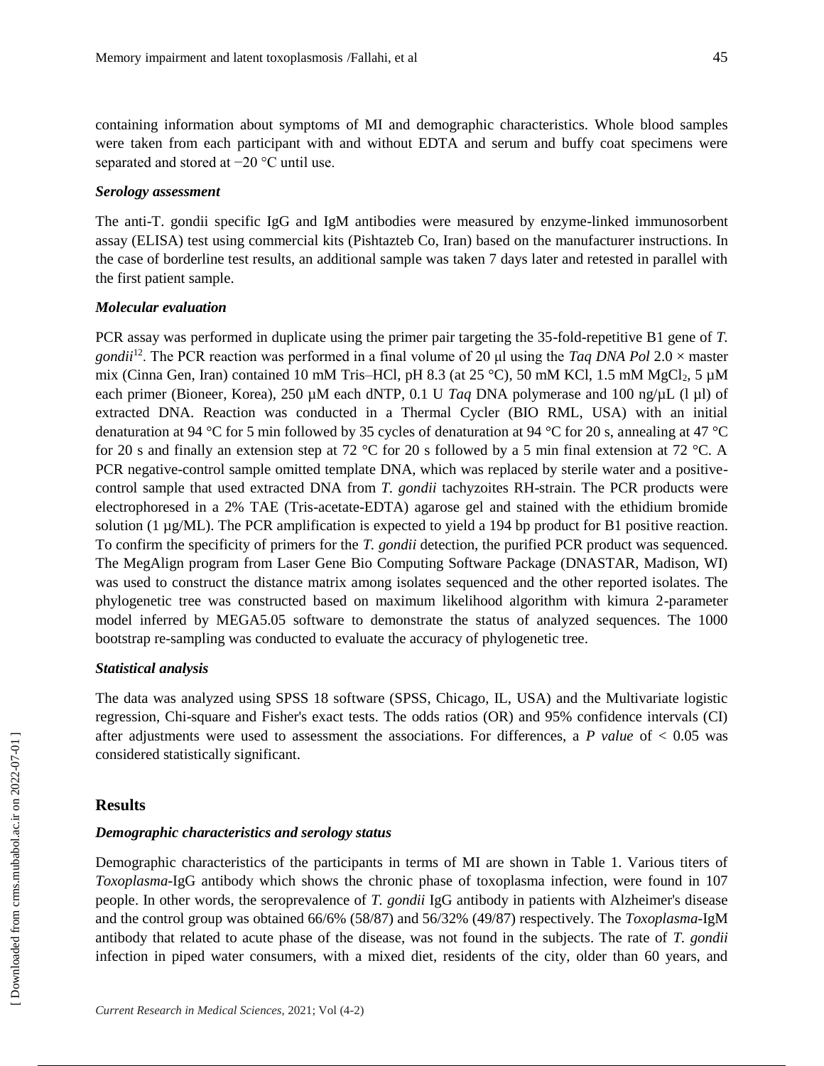containing information about symptoms of MI and demographic characteristics. Whole blood samples were taken from each participant with and without EDTA and serum and buffy coat specimens were separated and stored at −20 °C until use.

### *Serology assessment*

The anti-T. gondii specific IgG and IgM antibodies were measured by enzyme-linked immunosorbent assay (ELISA) test using commercial kits (Pishtazteb Co, Iran) based on the manufacturer instructions. In the case of borderline test results, an additional sample was taken 7 days later and retested in parallel with the first patient sample.

### *Molecular evaluation*

PCR assay was performed in duplicate using the primer pair targeting the 35-fold-repetitive B1 gene of *T. gondii*[12]. The PCR reaction was performed in a final volume of 20 µl using the *Taq DNA Pol* 2.0 × master mix (Cinna Gen, Iran) contained 10 mM Tris–HCl, pH 8.3 (at 25 °C), 50 mM KCl, 1.5 mM $MgCl_2$, 5 µM each primer (Bioneer, Korea), 250 µM each dNTP, 0.1 U *Taq* DNA polymerase and 100 ng/µL (l µl) of extracted DNA. Reaction was conducted in a Thermal Cycler (BIO RML, USA) with an initial denaturation at 94 °C for 5 min followed by 35 cycles of denaturation at 94 °C for 20 s, annealing at 47 °C for 20 s and finally an extension step at 72 °C for 20 s followed by a 5 min final extension at 72 °C. A PCR negative-control sample omitted template DNA, which was replaced by sterile water and a positive-control sample that used extracted DNA from *T. gondii* tachyzoites RH-strain. The PCR products were electrophoresed in a 2% TAE (Tris-acetate-EDTA) agarose gel and stained with the ethidium bromide solution (1 µg/ML). The PCR amplification is expected to yield a 194 bp product for B1 positive reaction. To confirm the specificity of primers for the *T. gondii* detection, the purified PCR product was sequenced. The MegAlign program from Laser Gene Bio Computing Software Package (DNASTAR, Madison, WI) was used to construct the distance matrix among isolates sequenced and the other reported isolates. The phylogenetic tree was constructed based on maximum likelihood algorithm with kimura 2-parameter model inferred by MEGA5.05 software to demonstrate the status of analyzed sequences. The 1000 bootstrap re-sampling was conducted to evaluate the accuracy of phylogenetic tree.

### *Statistical analysis*

The data was analyzed using SPSS 18 software (SPSS, Chicago, IL, USA) and the Multivariate logistic regression, Chi-square and Fisher's exact tests. The odds ratios (OR) and 95% confidence intervals (CI) after adjustments were used to assessment the associations. For differences, a *P value* of $< 0.05$ was considered statistically significant.

## Results

### *Demographic characteristics and serology status*

Demographic characteristics of the participants in terms of MI are shown in Table 1. Various titers of *Toxoplasma*-IgG antibody which shows the chronic phase of toxoplasma infection, were found in 107 people. In other words, the seroprevalence of *T. gondii* IgG antibody in patients with Alzheimer's disease and the control group was obtained 66/6% (58/87) and 56/32% (49/87) respectively. The *Toxoplasma*-IgM antibody that related to acute phase of the disease, was not found in the subjects. The rate of *T. gondii* infection in piped water consumers, with a mixed diet, residents of the city, older than 60 years, and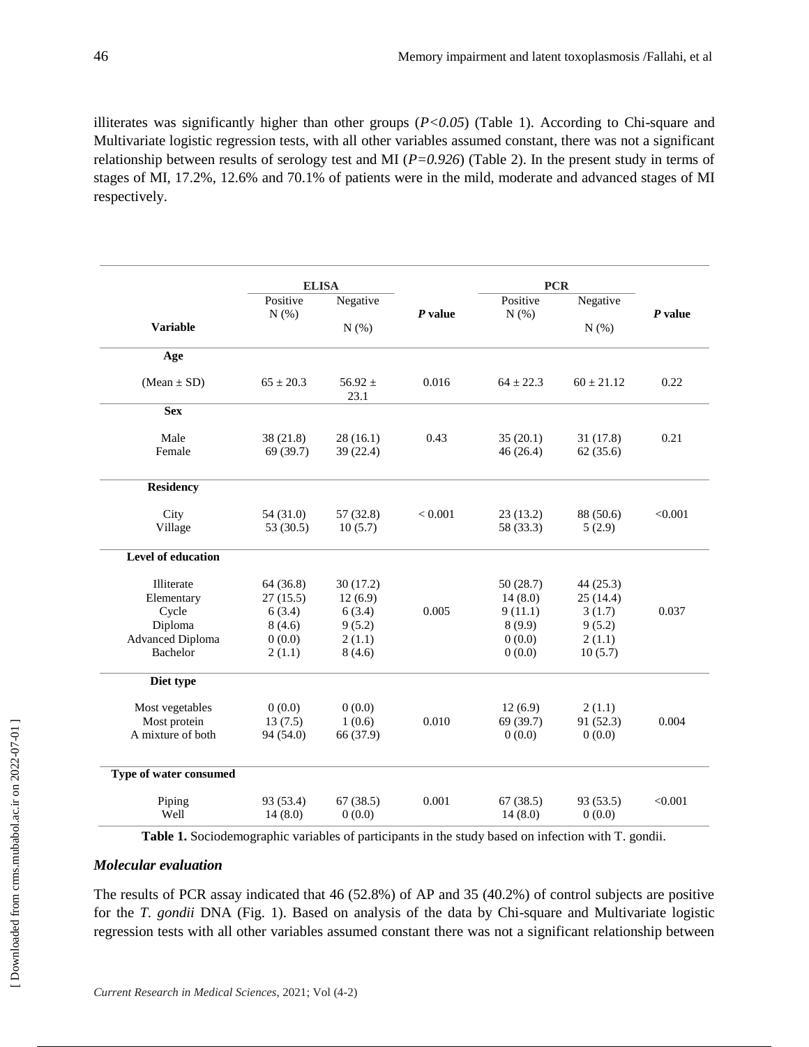illiterates was significantly higher than other groups (*$P<0.05$*) (Table 1). According to Chi-square and Multivariate logistic regression tests, with all other variables assumed constant, there was not a significant relationship between results of serology test and MI (*$P=0.926$*) (Table 2). In the present study in terms of stages of MI, 17.2%, 12.6% and 70.1% of patients were in the mild, moderate and advanced stages of MI respectively.

| **Variable** | **ELISA** Positive N (%) | Negative N (%) | ***P* value** | **PCR** Positive N (%) | Negative N (%) | ***P* value** |
|---|---|---|---|---|---|---|
| **Age** | | | | | | |
| (Mean ± SD) | 65 ± 20.3 | 56.92 ± 23.1 | 0.016 | 64 ± 22.3 | 60 ± 21.12 | 0.22 |
| **Sex** | | | | | | |
| Male | 38 (21.8) | 28 (16.1) | 0.43 | 35 (20.1) | 31 (17.8) | 0.21 |
| Female | 69 (39.7) | 39 (22.4) | | 46 (26.4) | 62 (35.6) | |
| **Residency** | | | | | | |
| City | 54 (31.0) | 57 (32.8) | < 0.001 | 23 (13.2) | 88 (50.6) | <0.001 |
| Village | 53 (30.5) | 10 (5.7) | | 58 (33.3) | 5 (2.9) | |
| **Level of education** | | | | | | |
| Illiterate | 64 (36.8) | 30 (17.2) | 0.005 | 50 (28.7) | 44 (25.3) | 0.037 |
| Elementary | 27 (15.5) | 12 (6.9) | | 14 (8.0) | 25 (14.4) | |
| Cycle | 6 (3.4) | 6 (3.4) | | 9 (11.1) | 3 (1.7) | |
| Diploma | 8 (4.6) | 9 (5.2) | | 8 (9.9) | 9 (5.2) | |
| Advanced Diploma | 0 (0.0) | 2 (1.1) | | 0 (0.0) | 2 (1.1) | |
| Bachelor | 2 (1.1) | 8 (4.6) | | 0 (0.0) | 10 (5.7) | |
| **Diet type** | | | | | | |
| Most vegetables | 0 (0.0) | 0 (0.0) | 0.010 | 12 (6.9) | 2 (1.1) | 0.004 |
| Most protein | 13 (7.5) | 1 (0.6) | | 69 (39.7) | 91 (52.3) | |
| A mixture of both | 94 (54.0) | 66 (37.9) | | 0 (0.0) | 0 (0.0) | |
| **Type of water consumed** | | | | | | |
| Piping | 93 (53.4) | 67 (38.5) | 0.001 | 67 (38.5) | 93 (53.5) | <0.001 |
| Well | 14 (8.0) | 0 (0.0) | | 14 (8.0) | 0 (0.0) | |

**Table 1.** Sociodemographic variables of participants in the study based on infection with T. gondii.

### *Molecular evaluation*

The results of PCR assay indicated that 46 (52.8%) of AP and 35 (40.2%) of control subjects are positive for the *T. gondii* DNA (Fig. 1). Based on analysis of the data by Chi-square and Multivariate logistic regression tests with all other variables assumed constant there was not a significant relationship between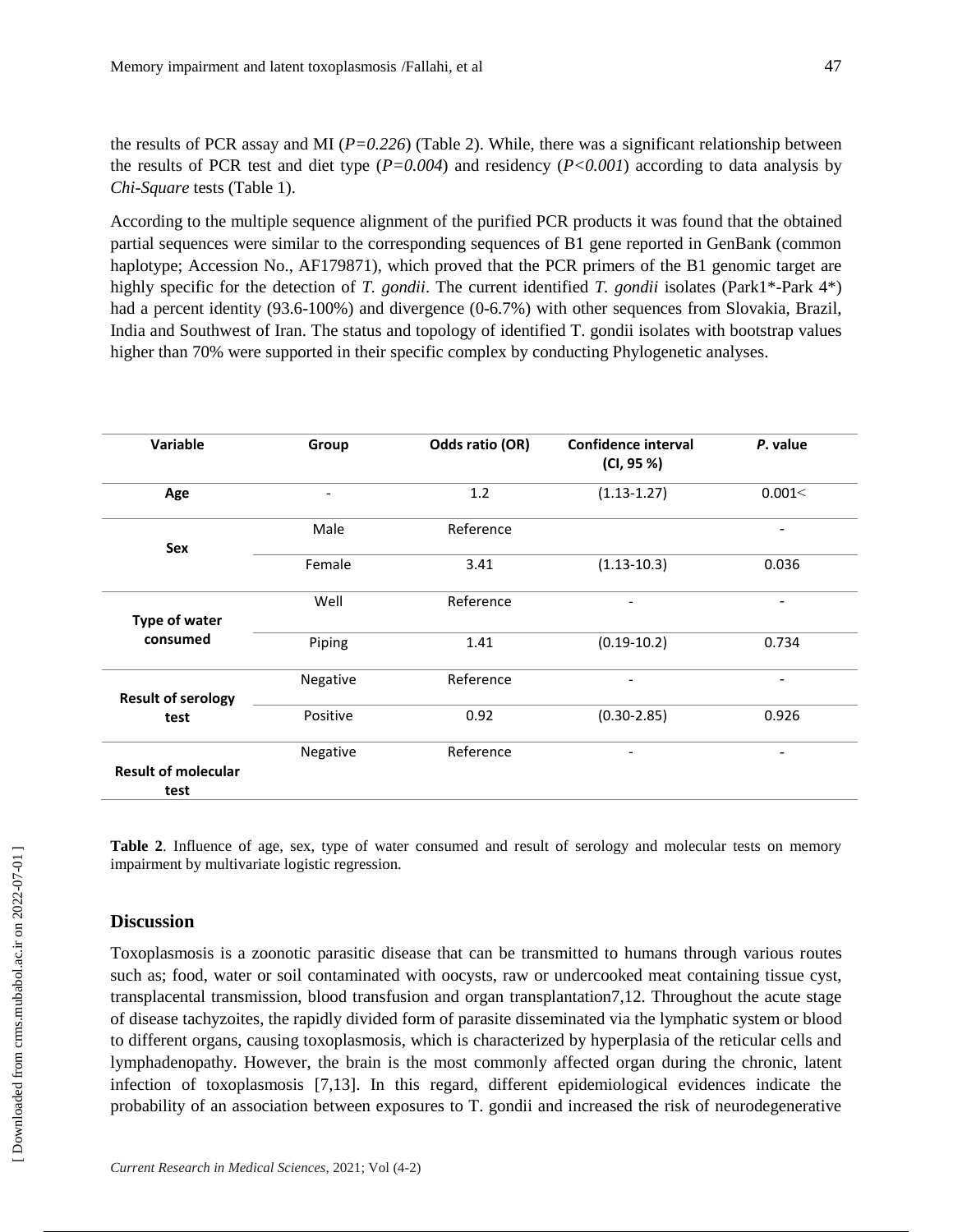the results of PCR assay and MI (*P=0.226*) (Table 2). While, there was a significant relationship between the results of PCR test and diet type (*P=0.004*) and residency (*P<0.001*) according to data analysis by *Chi-Square* tests (Table 1).

According to the multiple sequence alignment of the purified PCR products it was found that the obtained partial sequences were similar to the corresponding sequences of B1 gene reported in GenBank (common haplotype; Accession No., AF179871), which proved that the PCR primers of the B1 genomic target are highly specific for the detection of *T. gondii*. The current identified *T. gondii* isolates (Park1*-Park 4*) had a percent identity (93.6-100%) and divergence (0-6.7%) with other sequences from Slovakia, Brazil, India and Southwest of Iran. The status and topology of identified T. gondii isolates with bootstrap values higher than 70% were supported in their specific complex by conducting Phylogenetic analyses.

| Variable | Group | Odds ratio (OR) | Confidence interval (CI, 95 %) | *P*. value |
|---|---|---|---|---|
| **Age** | - | 1.2 | (1.13-1.27) | 0.001< |
| **Sex** | Male | Reference | | - |
| | Female | 3.41 | (1.13-10.3) | 0.036 |
| **Type of water consumed** | Well | Reference | - | - |
| | Piping | 1.41 | (0.19-10.2) | 0.734 |
| **Result of serology test** | Negative | Reference | - | - |
| | Positive | 0.92 | (0.30-2.85) | 0.926 |
| **Result of molecular test** | Negative | Reference | - | - |

**Table 2**. Influence of age, sex, type of water consumed and result of serology and molecular tests on memory impairment by multivariate logistic regression.

## Discussion

Toxoplasmosis is a zoonotic parasitic disease that can be transmitted to humans through various routes such as; food, water or soil contaminated with oocysts, raw or undercooked meat containing tissue cyst, transplacental transmission, blood transfusion and organ transplantation7,12. Throughout the acute stage of disease tachyzoites, the rapidly divided form of parasite disseminated via the lymphatic system or blood to different organs, causing toxoplasmosis, which is characterized by hyperplasia of the reticular cells and lymphadenopathy. However, the brain is the most commonly affected organ during the chronic, latent infection of toxoplasmosis [7,13]. In this regard, different epidemiological evidences indicate the probability of an association between exposures to T. gondii and increased the risk of neurodegenerative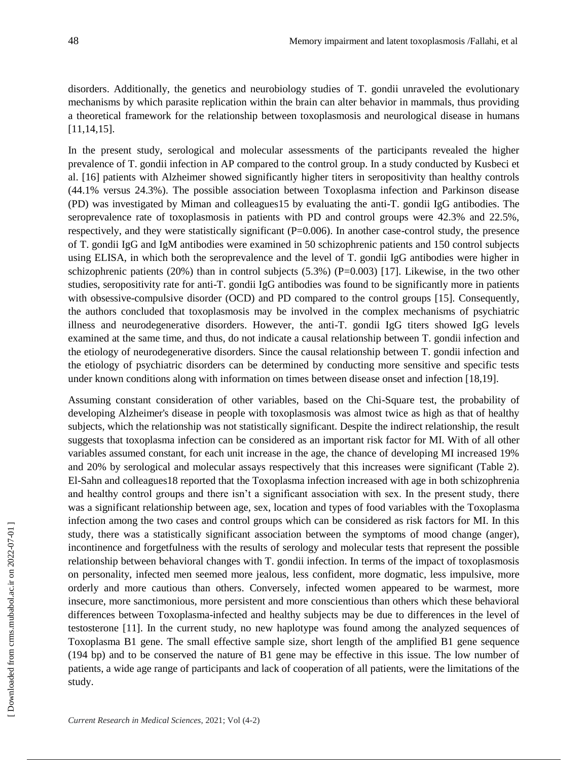disorders. Additionally, the genetics and neurobiology studies of T. gondii unraveled the evolutionary mechanisms by which parasite replication within the brain can alter behavior in mammals, thus providing a theoretical framework for the relationship between toxoplasmosis and neurological disease in humans [11,14,15].

In the present study, serological and molecular assessments of the participants revealed the higher prevalence of T. gondii infection in AP compared to the control group. In a study conducted by Kusbeci et al. [16] patients with Alzheimer showed significantly higher titers in seropositivity than healthy controls (44.1% versus 24.3%). The possible association between Toxoplasma infection and Parkinson disease (PD) was investigated by Miman and colleagues15 by evaluating the anti-T. gondii IgG antibodies. The seroprevalence rate of toxoplasmosis in patients with PD and control groups were 42.3% and 22.5%, respectively, and they were statistically significant (P=0.006). In another case-control study, the presence of T. gondii IgG and IgM antibodies were examined in 50 schizophrenic patients and 150 control subjects using ELISA, in which both the seroprevalence and the level of T. gondii IgG antibodies were higher in schizophrenic patients (20%) than in control subjects (5.3%) (P=0.003) [17]. Likewise, in the two other studies, seropositivity rate for anti-T. gondii IgG antibodies was found to be significantly more in patients with obsessive-compulsive disorder (OCD) and PD compared to the control groups [15]. Consequently, the authors concluded that toxoplasmosis may be involved in the complex mechanisms of psychiatric illness and neurodegenerative disorders. However, the anti-T. gondii IgG titers showed IgG levels examined at the same time, and thus, do not indicate a causal relationship between T. gondii infection and the etiology of neurodegenerative disorders. Since the causal relationship between T. gondii infection and the etiology of psychiatric disorders can be determined by conducting more sensitive and specific tests under known conditions along with information on times between disease onset and infection [18,19].

Assuming constant consideration of other variables, based on the Chi-Square test, the probability of developing Alzheimer's disease in people with toxoplasmosis was almost twice as high as that of healthy subjects, which the relationship was not statistically significant. Despite the indirect relationship, the result suggests that toxoplasma infection can be considered as an important risk factor for MI. With of all other variables assumed constant, for each unit increase in the age, the chance of developing MI increased 19% and 20% by serological and molecular assays respectively that this increases were significant (Table 2). El-Sahn and colleagues18 reported that the Toxoplasma infection increased with age in both schizophrenia and healthy control groups and there isn't a significant association with sex. In the present study, there was a significant relationship between age, sex, location and types of food variables with the Toxoplasma infection among the two cases and control groups which can be considered as risk factors for MI. In this study, there was a statistically significant association between the symptoms of mood change (anger), incontinence and forgetfulness with the results of serology and molecular tests that represent the possible relationship between behavioral changes with T. gondii infection. In terms of the impact of toxoplasmosis on personality, infected men seemed more jealous, less confident, more dogmatic, less impulsive, more orderly and more cautious than others. Conversely, infected women appeared to be warmest, more insecure, more sanctimonious, more persistent and more conscientious than others which these behavioral differences between Toxoplasma-infected and healthy subjects may be due to differences in the level of testosterone [11]. In the current study, no new haplotype was found among the analyzed sequences of Toxoplasma B1 gene. The small effective sample size, short length of the amplified B1 gene sequence (194 bp) and to be conserved the nature of B1 gene may be effective in this issue. The low number of patients, a wide age range of participants and lack of cooperation of all patients, were the limitations of the study.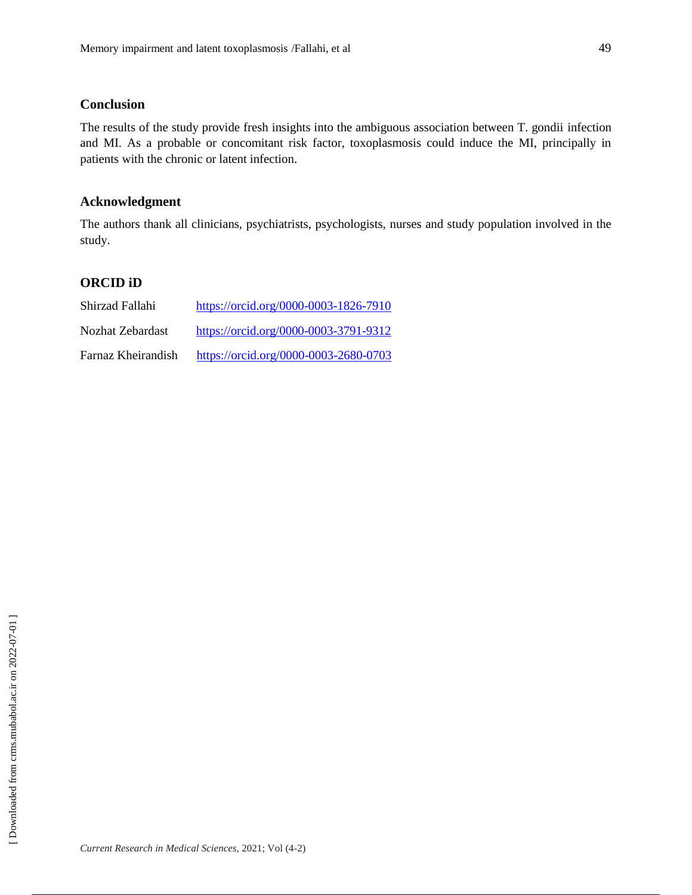## Conclusion

The results of the study provide fresh insights into the ambiguous association between T. gondii infection and MI. As a probable or concomitant risk factor, toxoplasmosis could induce the MI, principally in patients with the chronic or latent infection.

## Acknowledgment

The authors thank all clinicians, psychiatrists, psychologists, nurses and study population involved in the study.

## ORCID iD

Shirzad Fallahi https://orcid.org/0000-0003-1826-7910

Nozhat Zebardast https://orcid.org/0000-0003-3791-9312

Farnaz Kheirandish https://orcid.org/0000-0003-2680-0703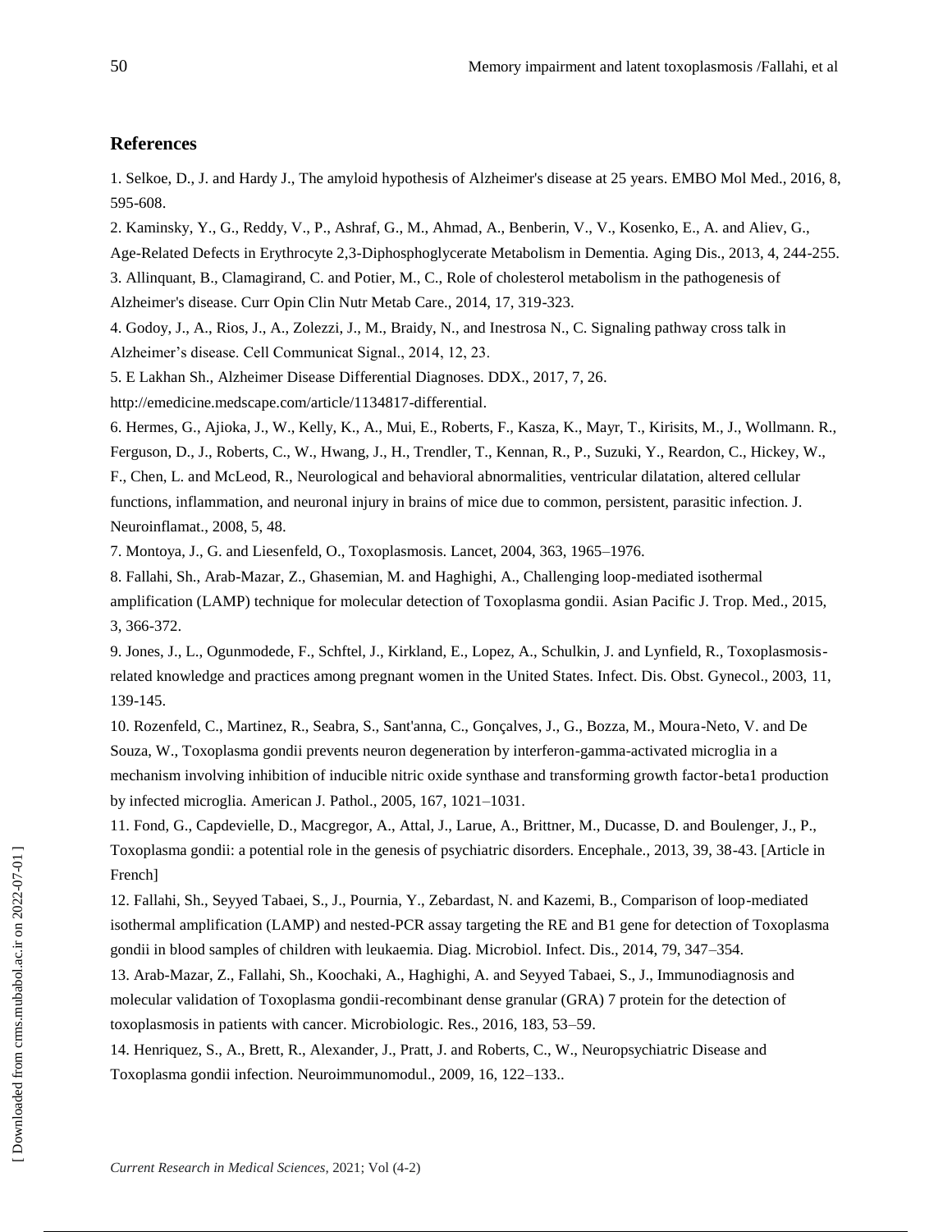## References

1. Selkoe, D., J. and Hardy J., The amyloid hypothesis of Alzheimer's disease at 25 years. EMBO Mol Med., 2016, 8, 595-608.

2. Kaminsky, Y., G., Reddy, V., P., Ashraf, G., M., Ahmad, A., Benberin, V., V., Kosenko, E., A. and Aliev, G., Age-Related Defects in Erythrocyte 2,3-Diphosphoglycerate Metabolism in Dementia. Aging Dis., 2013, 4, 244-255.

3. Allinquant, B., Clamagirand, C. and Potier, M., C., Role of cholesterol metabolism in the pathogenesis of Alzheimer's disease. Curr Opin Clin Nutr Metab Care., 2014, 17, 319-323.

4. Godoy, J., A., Rios, J., A., Zolezzi, J., M., Braidy, N., and Inestrosa N., C. Signaling pathway cross talk in Alzheimer's disease. Cell Communicat Signal., 2014, 12, 23.

5. E Lakhan Sh., Alzheimer Disease Differential Diagnoses. DDX., 2017, 7, 26. http://emedicine.medscape.com/article/1134817-differential.

6. Hermes, G., Ajioka, J., W., Kelly, K., A., Mui, E., Roberts, F., Kasza, K., Mayr, T., Kirisits, M., J., Wollmann. R., Ferguson, D., J., Roberts, C., W., Hwang, J., H., Trendler, T., Kennan, R., P., Suzuki, Y., Reardon, C., Hickey, W., F., Chen, L. and McLeod, R., Neurological and behavioral abnormalities, ventricular dilatation, altered cellular functions, inflammation, and neuronal injury in brains of mice due to common, persistent, parasitic infection. J. Neuroinflamat., 2008, 5, 48.

7. Montoya, J., G. and Liesenfeld, O., Toxoplasmosis. Lancet, 2004, 363, 1965–1976.

8. Fallahi, Sh., Arab-Mazar, Z., Ghasemian, M. and Haghighi, A., Challenging loop-mediated isothermal amplification (LAMP) technique for molecular detection of Toxoplasma gondii. Asian Pacific J. Trop. Med., 2015, 3, 366-372.

9. Jones, J., L., Ogunmodede, F., Schftel, J., Kirkland, E., Lopez, A., Schulkin, J. and Lynfield, R., Toxoplasmosis-related knowledge and practices among pregnant women in the United States. Infect. Dis. Obst. Gynecol., 2003, 11, 139-145.

10. Rozenfeld, C., Martinez, R., Seabra, S., Sant'anna, C., Gonçalves, J., G., Bozza, M., Moura-Neto, V. and De Souza, W., Toxoplasma gondii prevents neuron degeneration by interferon-gamma-activated microglia in a mechanism involving inhibition of inducible nitric oxide synthase and transforming growth factor-beta1 production by infected microglia. American J. Pathol., 2005, 167, 1021–1031.

11. Fond, G., Capdevielle, D., Macgregor, A., Attal, J., Larue, A., Brittner, M., Ducasse, D. and Boulenger, J., P., Toxoplasma gondii: a potential role in the genesis of psychiatric disorders. Encephale., 2013, 39, 38-43. [Article in French]

12. Fallahi, Sh., Seyyed Tabaei, S., J., Pournia, Y., Zebardast, N. and Kazemi, B., Comparison of loop-mediated isothermal amplification (LAMP) and nested-PCR assay targeting the RE and B1 gene for detection of Toxoplasma gondii in blood samples of children with leukaemia. Diag. Microbiol. Infect. Dis., 2014, 79, 347–354.

13. Arab-Mazar, Z., Fallahi, Sh., Koochaki, A., Haghighi, A. and Seyyed Tabaei, S., J., Immunodiagnosis and molecular validation of Toxoplasma gondii-recombinant dense granular (GRA) 7 protein for the detection of toxoplasmosis in patients with cancer. Microbiologic. Res., 2016, 183, 53–59.

14. Henriquez, S., A., Brett, R., Alexander, J., Pratt, J. and Roberts, C., W., Neuropsychiatric Disease and Toxoplasma gondii infection. Neuroimmunomodul., 2009, 16, 122–133..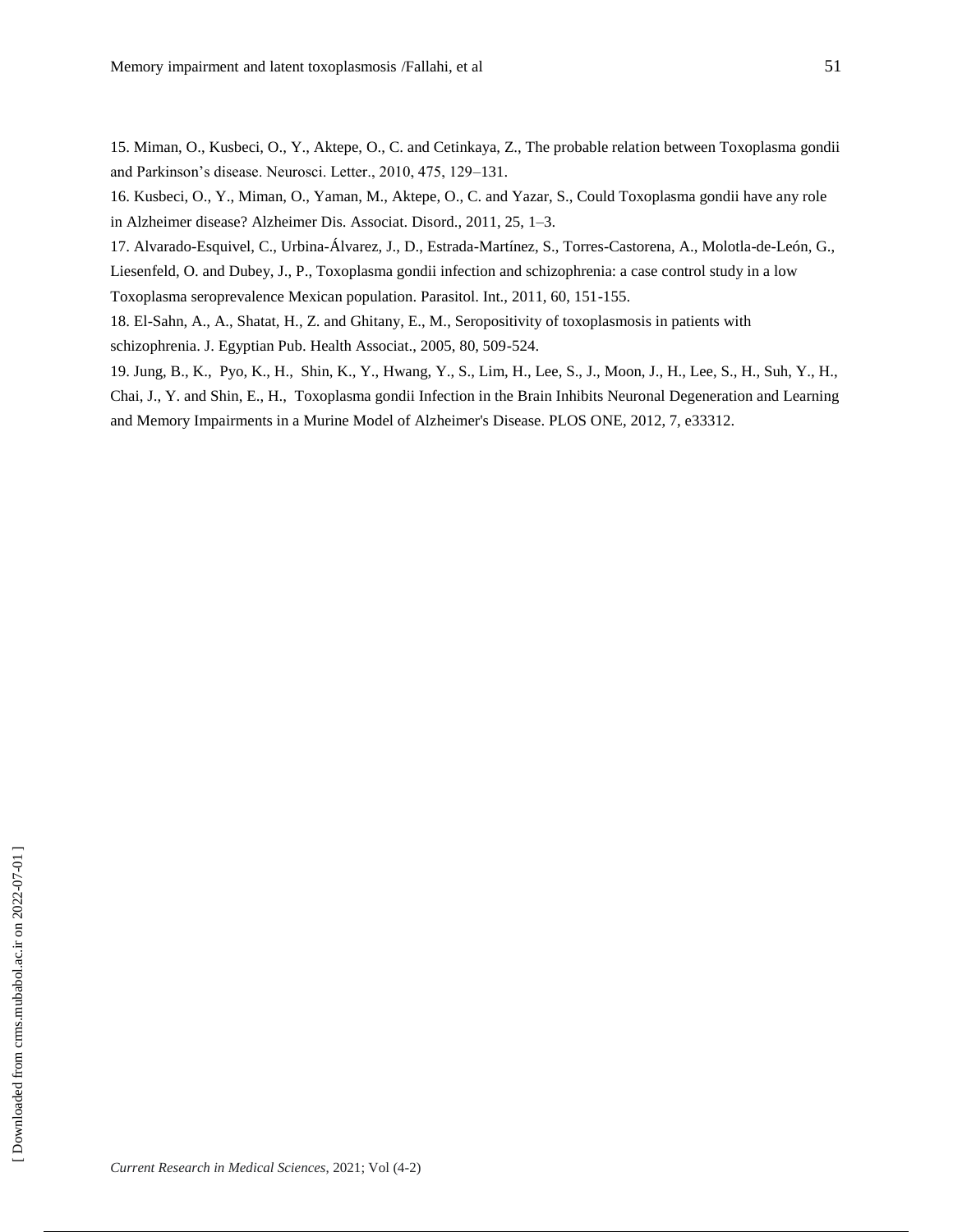15. Miman, O., Kusbeci, O., Y., Aktepe, O., C. and Cetinkaya, Z., The probable relation between Toxoplasma gondii and Parkinson's disease. Neurosci. Letter., 2010, 475, 129–131.

16. Kusbeci, O., Y., Miman, O., Yaman, M., Aktepe, O., C. and Yazar, S., Could Toxoplasma gondii have any role in Alzheimer disease? Alzheimer Dis. Associat. Disord., 2011, 25, 1–3.

17. Alvarado-Esquivel, C., Urbina-Álvarez, J., D., Estrada-Martínez, S., Torres-Castorena, A., Molotla-de-León, G., Liesenfeld, O. and Dubey, J., P., Toxoplasma gondii infection and schizophrenia: a case control study in a low Toxoplasma seroprevalence Mexican population. Parasitol. Int., 2011, 60, 151-155.

18. El-Sahn, A., A., Shatat, H., Z. and Ghitany, E., M., Seropositivity of toxoplasmosis in patients with schizophrenia. J. Egyptian Pub. Health Associat., 2005, 80, 509-524.

19. Jung, B., K., Pyo, K., H., Shin, K., Y., Hwang, Y., S., Lim, H., Lee, S., J., Moon, J., H., Lee, S., H., Suh, Y., H., Chai, J., Y. and Shin, E., H., Toxoplasma gondii Infection in the Brain Inhibits Neuronal Degeneration and Learning and Memory Impairments in a Murine Model of Alzheimer's Disease. PLOS ONE, 2012, 7, e33312.